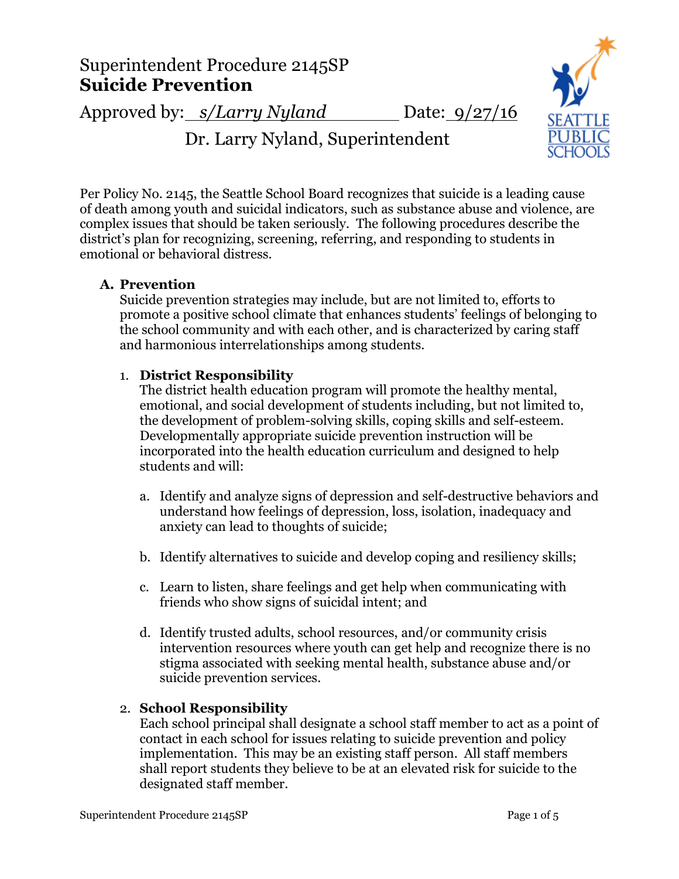# Superintendent Procedure 2145SP
# **Suicide Prevention**

Approved by: *s/Larry Nyland* Date: 9/27/16

Dr. Larry Nyland, Superintendent

Per Policy No. 2145, the Seattle School Board recognizes that suicide is a leading cause of death among youth and suicidal indicators, such as substance abuse and violence, are complex issues that should be taken seriously. The following procedures describe the district's plan for recognizing, screening, referring, and responding to students in emotional or behavioral distress.

## A. Prevention

Suicide prevention strategies may include, but are not limited to, efforts to promote a positive school climate that enhances students' feelings of belonging to the school community and with each other, and is characterized by caring staff and harmonious interrelationships among students.

### 1. District Responsibility

The district health education program will promote the healthy mental, emotional, and social development of students including, but not limited to, the development of problem-solving skills, coping skills and self-esteem. Developmentally appropriate suicide prevention instruction will be incorporated into the health education curriculum and designed to help students and will:

a. Identify and analyze signs of depression and self-destructive behaviors and understand how feelings of depression, loss, isolation, inadequacy and anxiety can lead to thoughts of suicide;

b. Identify alternatives to suicide and develop coping and resiliency skills;

c. Learn to listen, share feelings and get help when communicating with friends who show signs of suicidal intent; and

d. Identify trusted adults, school resources, and/or community crisis intervention resources where youth can get help and recognize there is no stigma associated with seeking mental health, substance abuse and/or suicide prevention services.

### 2. School Responsibility

Each school principal shall designate a school staff member to act as a point of contact in each school for issues relating to suicide prevention and policy implementation. This may be an existing staff person. All staff members shall report students they believe to be at an elevated risk for suicide to the designated staff member.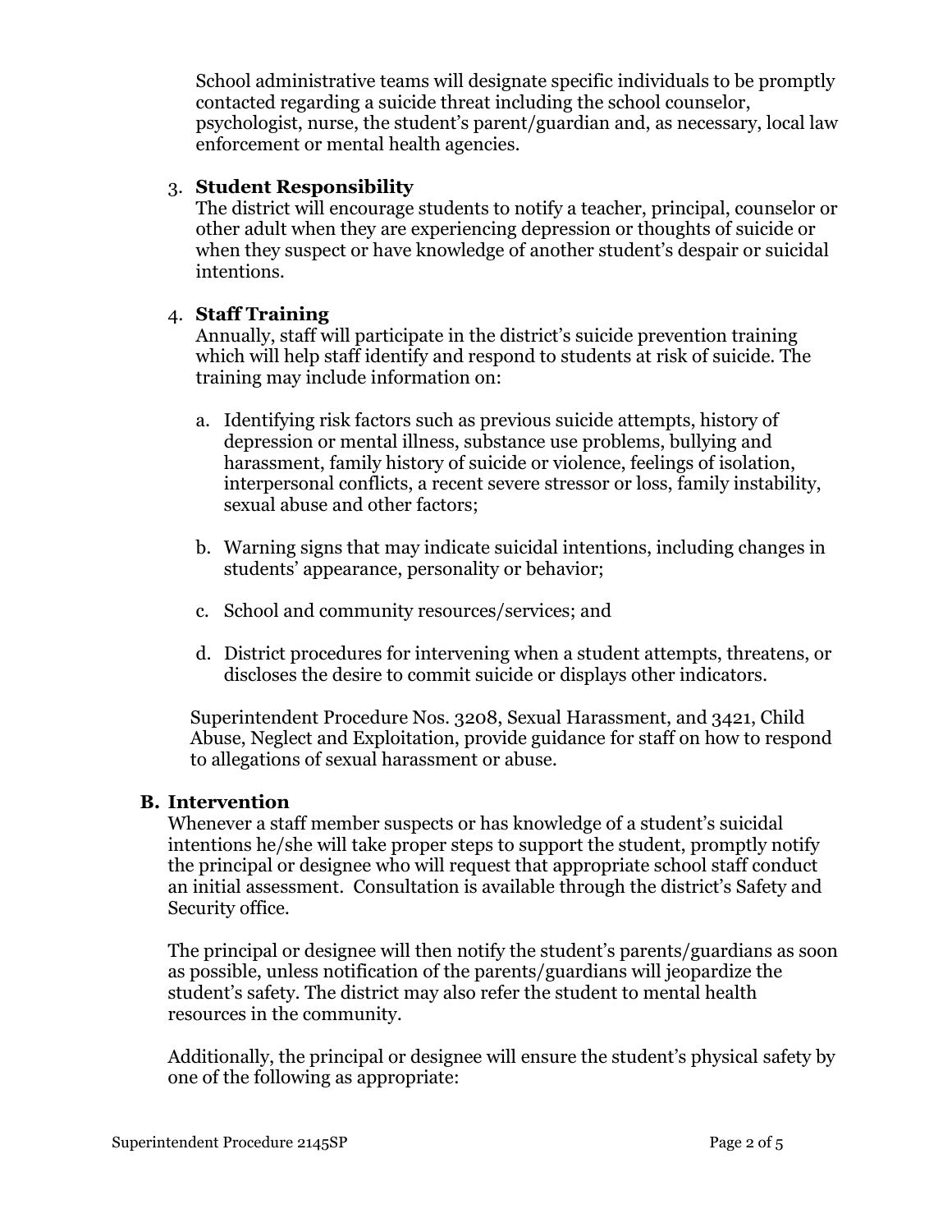School administrative teams will designate specific individuals to be promptly contacted regarding a suicide threat including the school counselor, psychologist, nurse, the student's parent/guardian and, as necessary, local law enforcement or mental health agencies.

3. **Student Responsibility**
   The district will encourage students to notify a teacher, principal, counselor or other adult when they are experiencing depression or thoughts of suicide or when they suspect or have knowledge of another student's despair or suicidal intentions.

4. **Staff Training**
   Annually, staff will participate in the district's suicide prevention training which will help staff identify and respond to students at risk of suicide. The training may include information on:

   a. Identifying risk factors such as previous suicide attempts, history of depression or mental illness, substance use problems, bullying and harassment, family history of suicide or violence, feelings of isolation, interpersonal conflicts, a recent severe stressor or loss, family instability, sexual abuse and other factors;

   b. Warning signs that may indicate suicidal intentions, including changes in students' appearance, personality or behavior;

   c. School and community resources/services; and

   d. District procedures for intervening when a student attempts, threatens, or discloses the desire to commit suicide or displays other indicators.

   Superintendent Procedure Nos. 3208, Sexual Harassment, and 3421, Child Abuse, Neglect and Exploitation, provide guidance for staff on how to respond to allegations of sexual harassment or abuse.

## B. Intervention

Whenever a staff member suspects or has knowledge of a student's suicidal intentions he/she will take proper steps to support the student, promptly notify the principal or designee who will request that appropriate school staff conduct an initial assessment. Consultation is available through the district's Safety and Security office.

The principal or designee will then notify the student's parents/guardians as soon as possible, unless notification of the parents/guardians will jeopardize the student's safety. The district may also refer the student to mental health resources in the community.

Additionally, the principal or designee will ensure the student's physical safety by one of the following as appropriate: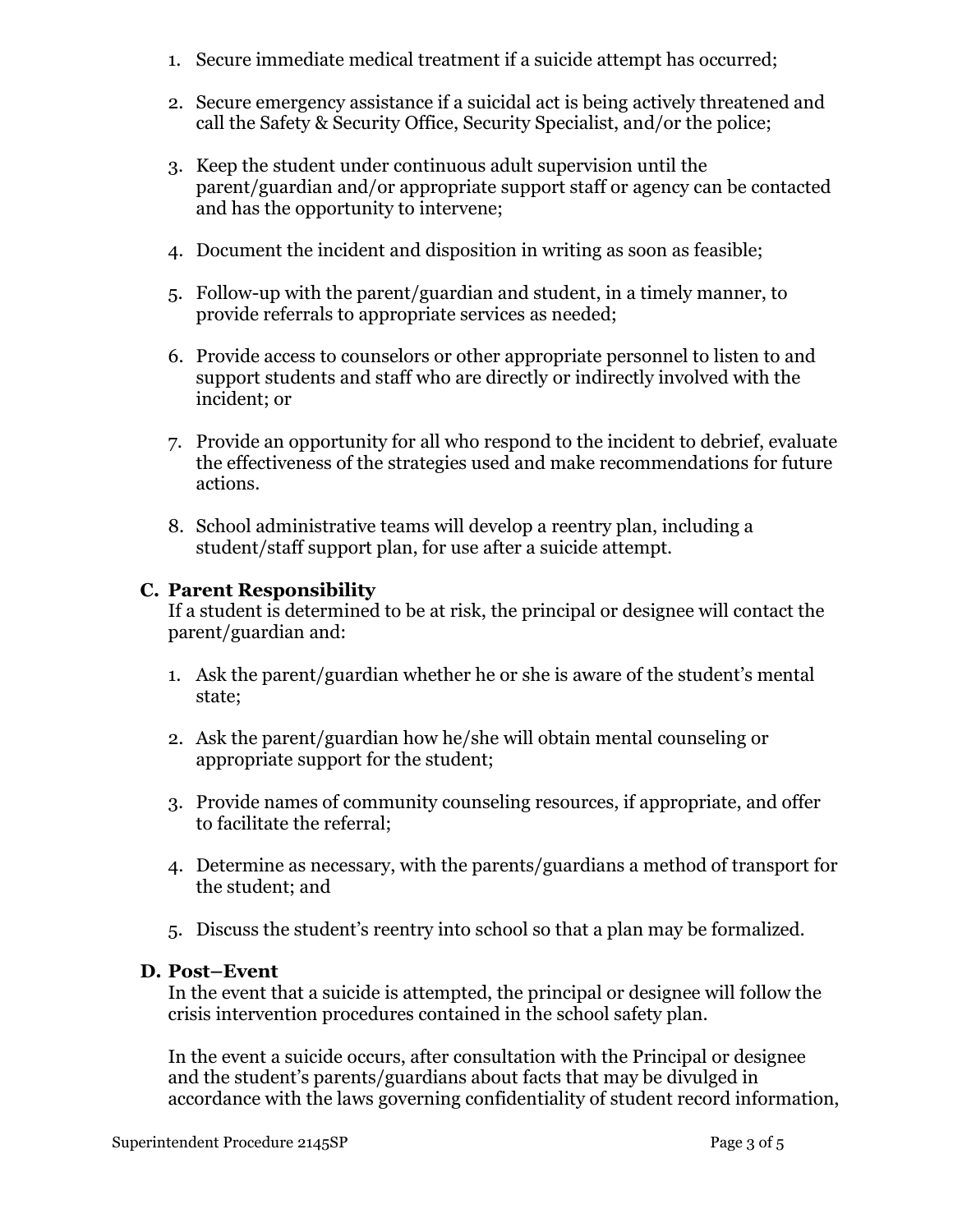1. Secure immediate medical treatment if a suicide attempt has occurred;

2. Secure emergency assistance if a suicidal act is being actively threatened and call the Safety & Security Office, Security Specialist, and/or the police;

3. Keep the student under continuous adult supervision until the parent/guardian and/or appropriate support staff or agency can be contacted and has the opportunity to intervene;

4. Document the incident and disposition in writing as soon as feasible;

5. Follow-up with the parent/guardian and student, in a timely manner, to provide referrals to appropriate services as needed;

6. Provide access to counselors or other appropriate personnel to listen to and support students and staff who are directly or indirectly involved with the incident; or

7. Provide an opportunity for all who respond to the incident to debrief, evaluate the effectiveness of the strategies used and make recommendations for future actions.

8. School administrative teams will develop a reentry plan, including a student/staff support plan, for use after a suicide attempt.

### C. Parent Responsibility

If a student is determined to be at risk, the principal or designee will contact the parent/guardian and:

1. Ask the parent/guardian whether he or she is aware of the student's mental state;

2. Ask the parent/guardian how he/she will obtain mental counseling or appropriate support for the student;

3. Provide names of community counseling resources, if appropriate, and offer to facilitate the referral;

4. Determine as necessary, with the parents/guardians a method of transport for the student; and

5. Discuss the student's reentry into school so that a plan may be formalized.

### D. Post–Event

In the event that a suicide is attempted, the principal or designee will follow the crisis intervention procedures contained in the school safety plan.

In the event a suicide occurs, after consultation with the Principal or designee and the student's parents/guardians about facts that may be divulged in accordance with the laws governing confidentiality of student record information,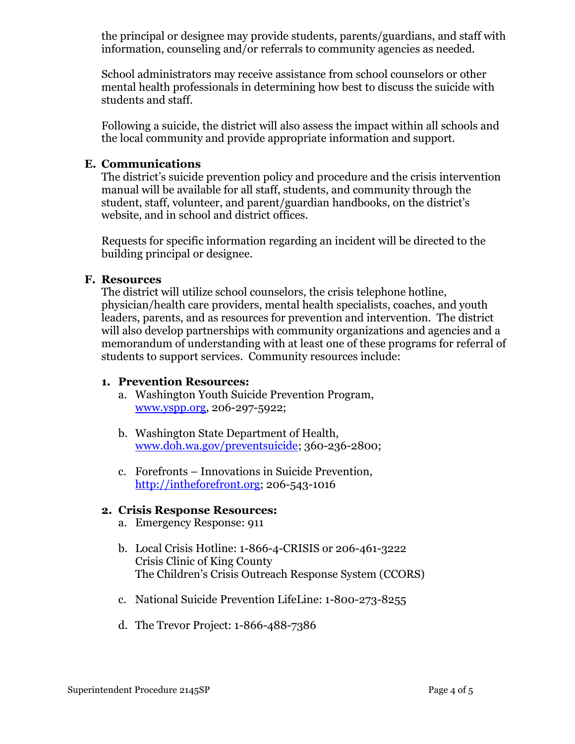the principal or designee may provide students, parents/guardians, and staff with information, counseling and/or referrals to community agencies as needed.

School administrators may receive assistance from school counselors or other mental health professionals in determining how best to discuss the suicide with students and staff.

Following a suicide, the district will also assess the impact within all schools and the local community and provide appropriate information and support.

**E. Communications**

The district's suicide prevention policy and procedure and the crisis intervention manual will be available for all staff, students, and community through the student, staff, volunteer, and parent/guardian handbooks, on the district's website, and in school and district offices.

Requests for specific information regarding an incident will be directed to the building principal or designee.

**F. Resources**

The district will utilize school counselors, the crisis telephone hotline, physician/health care providers, mental health specialists, coaches, and youth leaders, parents, and as resources for prevention and intervention. The district will also develop partnerships with community organizations and agencies and a memorandum of understanding with at least one of these programs for referral of students to support services. Community resources include:

1. **Prevention Resources:**
   a. Washington Youth Suicide Prevention Program, [www.yspp.org](http://www.yspp.org), 206-297-5922;

   b. Washington State Department of Health, [www.doh.wa.gov/preventsuicide](http://www.doh.wa.gov/preventsuicide); 360-236-2800;

   c. Forefronts – Innovations in Suicide Prevention, [http://intheforefront.org](http://intheforefront.org); 206-543-1016

2. **Crisis Response Resources:**
   a. Emergency Response: 911

   b. Local Crisis Hotline: 1-866-4-CRISIS or 206-461-3222
   Crisis Clinic of King County
   The Children's Crisis Outreach Response System (CCORS)

   c. National Suicide Prevention LifeLine: 1-800-273-8255

   d. The Trevor Project: 1-866-488-7386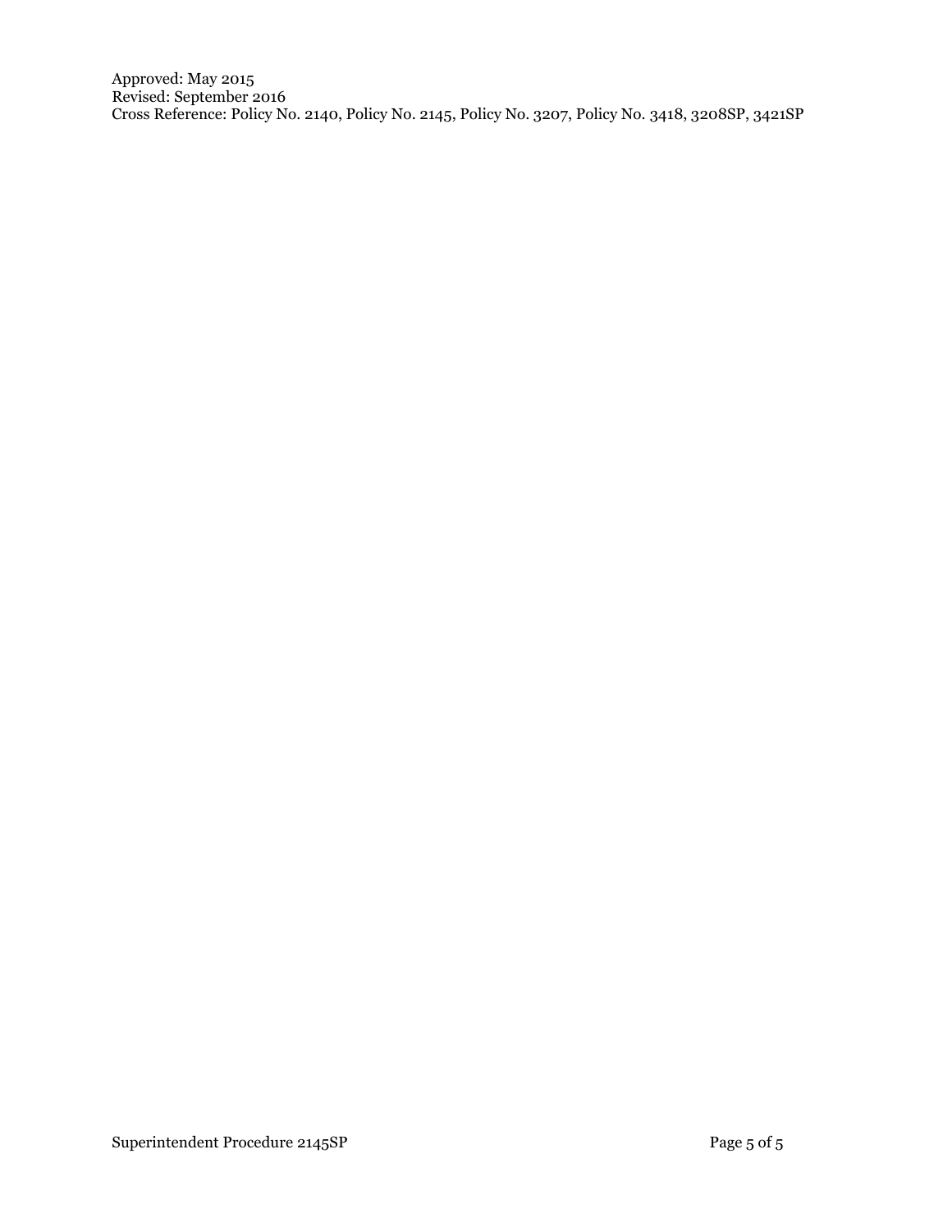Approved: May 2015
Revised: September 2016
Cross Reference: Policy No. 2140, Policy No. 2145, Policy No. 3207, Policy No. 3418, 3208SP, 3421SP